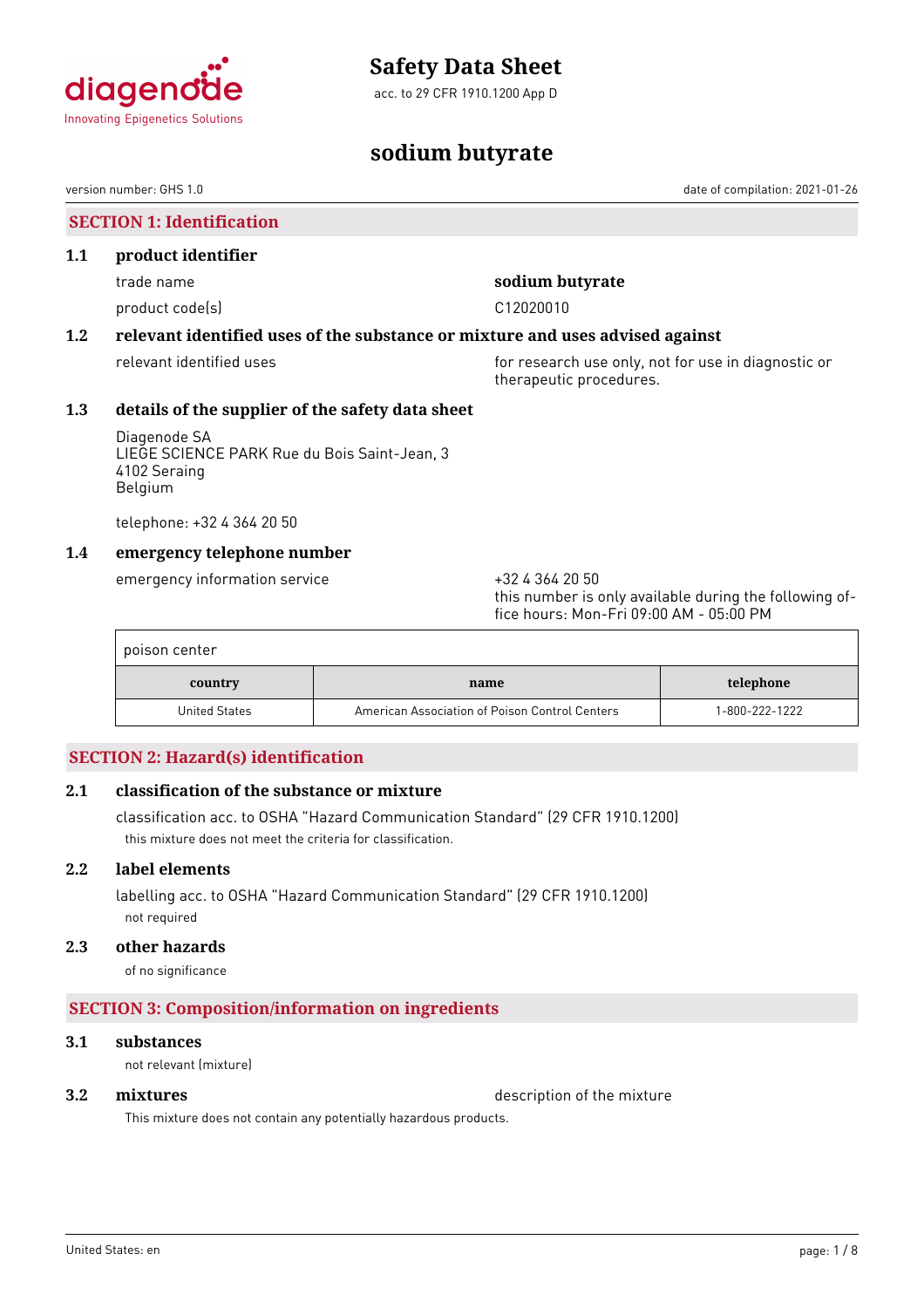# Safety Data Sheet

acc. to 29 CFR 1910.1200 App D

# sodium butyrate

version number: GHS 1.0 date of compilation: 2021-01-26

## SECTION 1: Identification

### 1.1 product identifier

trade name **sodium butyrate**

product code(s) C12020010

### 1.2 relevant identified uses of the substance or mixture and uses advised against

relevant identified uses: for research use only, not for use in diagnostic or therapeutic procedures.

### 1.3 details of the supplier of the safety data sheet

Diagenode SA
LIEGE SCIENCE PARK Rue du Bois Saint-Jean, 3
4102 Seraing
Belgium

telephone: +32 4 364 20 50

### 1.4 emergency telephone number

emergency information service: +32 4 364 20 50
this number is only available during the following office hours: Mon-Fri 09:00 AM - 05:00 PM

poison center

| country | name | telephone |
|---|---|---|
| United States | American Association of Poison Control Centers | 1-800-222-1222 |

## SECTION 2: Hazard(s) identification

### 2.1 classification of the substance or mixture

classification acc. to OSHA "Hazard Communication Standard" (29 CFR 1910.1200)

this mixture does not meet the criteria for classification.

### 2.2 label elements

labelling acc. to OSHA "Hazard Communication Standard" (29 CFR 1910.1200)

not required

### 2.3 other hazards

of no significance

## SECTION 3: Composition/information on ingredients

### 3.1 substances

not relevant (mixture)

### 3.2 mixtures

description of the mixture

This mixture does not contain any potentially hazardous products.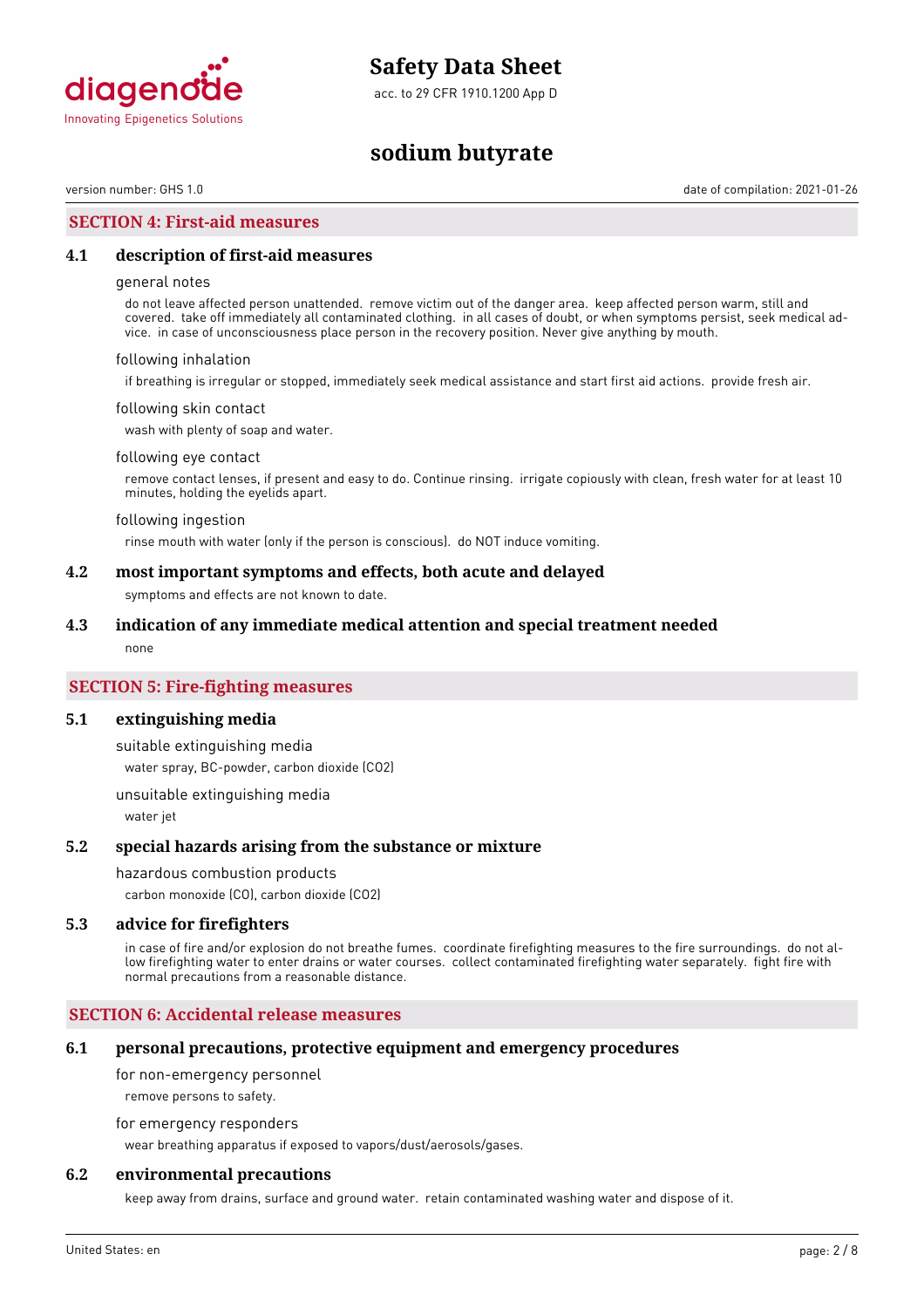## SECTION 4: First-aid measures

### 4.1 description of first-aid measures

general notes

do not leave affected person unattended. remove victim out of the danger area. keep affected person warm, still and covered. take off immediately all contaminated clothing. in all cases of doubt, or when symptoms persist, seek medical advice. in case of unconsciousness place person in the recovery position. Never give anything by mouth.

following inhalation

if breathing is irregular or stopped, immediately seek medical assistance and start first aid actions. provide fresh air.

following skin contact

wash with plenty of soap and water.

following eye contact

remove contact lenses, if present and easy to do. Continue rinsing. irrigate copiously with clean, fresh water for at least 10 minutes, holding the eyelids apart.

following ingestion

rinse mouth with water (only if the person is conscious). do NOT induce vomiting.

### 4.2 most important symptoms and effects, both acute and delayed

symptoms and effects are not known to date.

### 4.3 indication of any immediate medical attention and special treatment needed

none

## SECTION 5: Fire-fighting measures

### 5.1 extinguishing media

suitable extinguishing media

water spray, BC-powder, carbon dioxide ($CO_2$)

unsuitable extinguishing media

water jet

### 5.2 special hazards arising from the substance or mixture

hazardous combustion products

carbon monoxide (CO), carbon dioxide ($CO_2$)

### 5.3 advice for firefighters

in case of fire and/or explosion do not breathe fumes. coordinate firefighting measures to the fire surroundings. do not allow firefighting water to enter drains or water courses. collect contaminated firefighting water separately. fight fire with normal precautions from a reasonable distance.

## SECTION 6: Accidental release measures

### 6.1 personal precautions, protective equipment and emergency procedures

for non-emergency personnel

remove persons to safety.

for emergency responders

wear breathing apparatus if exposed to vapors/dust/aerosols/gases.

### 6.2 environmental precautions

keep away from drains, surface and ground water. retain contaminated washing water and dispose of it.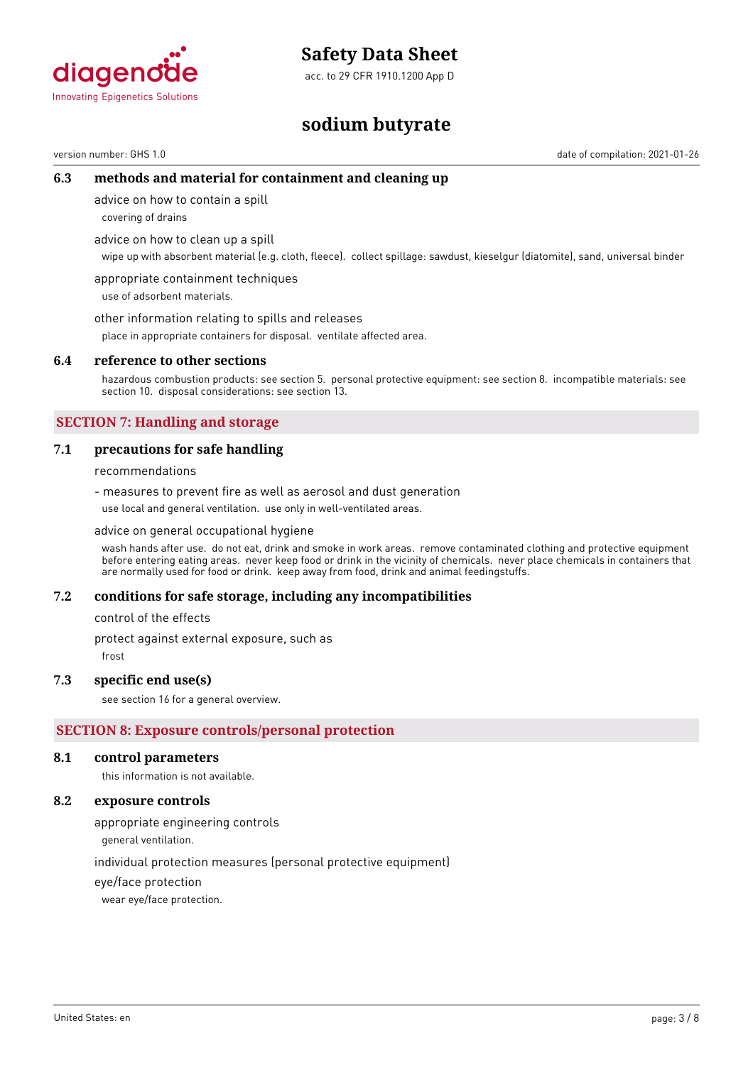### 6.3 methods and material for containment and cleaning up

advice on how to contain a spill

covering of drains

advice on how to clean up a spill

wipe up with absorbent material (e.g. cloth, fleece). collect spillage: sawdust, kieselgur (diatomite), sand, universal binder

appropriate containment techniques

use of adsorbent materials.

other information relating to spills and releases

place in appropriate containers for disposal. ventilate affected area.

### 6.4 reference to other sections

hazardous combustion products: see section 5. personal protective equipment: see section 8. incompatible materials: see section 10. disposal considerations: see section 13.

## SECTION 7: Handling and storage

### 7.1 precautions for safe handling

recommendations

- measures to prevent fire as well as aerosol and dust generation

use local and general ventilation. use only in well-ventilated areas.

advice on general occupational hygiene

wash hands after use. do not eat, drink and smoke in work areas. remove contaminated clothing and protective equipment before entering eating areas. never keep food or drink in the vicinity of chemicals. never place chemicals in containers that are normally used for food or drink. keep away from food, drink and animal feedingstuffs.

### 7.2 conditions for safe storage, including any incompatibilities

control of the effects

protect against external exposure, such as

frost

### 7.3 specific end use(s)

see section 16 for a general overview.

## SECTION 8: Exposure controls/personal protection

### 8.1 control parameters

this information is not available.

### 8.2 exposure controls

appropriate engineering controls

general ventilation.

individual protection measures (personal protective equipment)

eye/face protection

wear eye/face protection.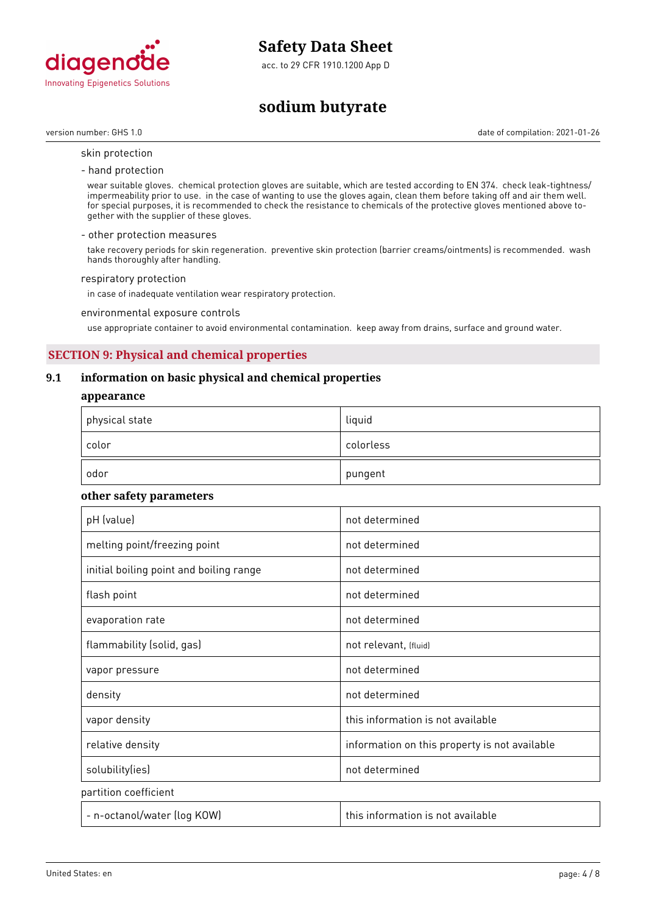skin protection

- hand protection

wear suitable gloves. chemical protection gloves are suitable, which are tested according to EN 374. check leak-tightness/impermeability prior to use. in the case of wanting to use the gloves again, clean them before taking off and air them well. for special purposes, it is recommended to check the resistance to chemicals of the protective gloves mentioned above together with the supplier of these gloves.

- other protection measures

take recovery periods for skin regeneration. preventive skin protection (barrier creams/ointments) is recommended. wash hands thoroughly after handling.

respiratory protection

in case of inadequate ventilation wear respiratory protection.

environmental exposure controls

use appropriate container to avoid environmental contamination. keep away from drains, surface and ground water.

## SECTION 9: Physical and chemical properties

### 9.1 information on basic physical and chemical properties

**appearance**

| | |
|---|---|
| physical state | liquid |
| color | colorless |
| odor | pungent |

**other safety parameters**

| | |
|---|---|
| pH (value) | not determined |
| melting point/freezing point | not determined |
| initial boiling point and boiling range | not determined |
| flash point | not determined |
| evaporation rate | not determined |
| flammability (solid, gas) | not relevant, (fluid) |
| vapor pressure | not determined |
| density | not determined |
| vapor density | this information is not available |
| relative density | information on this property is not available |
| solubility(ies) | not determined |

partition coefficient

| | |
|---|---|
| - n-octanol/water (log KOW) | this information is not available |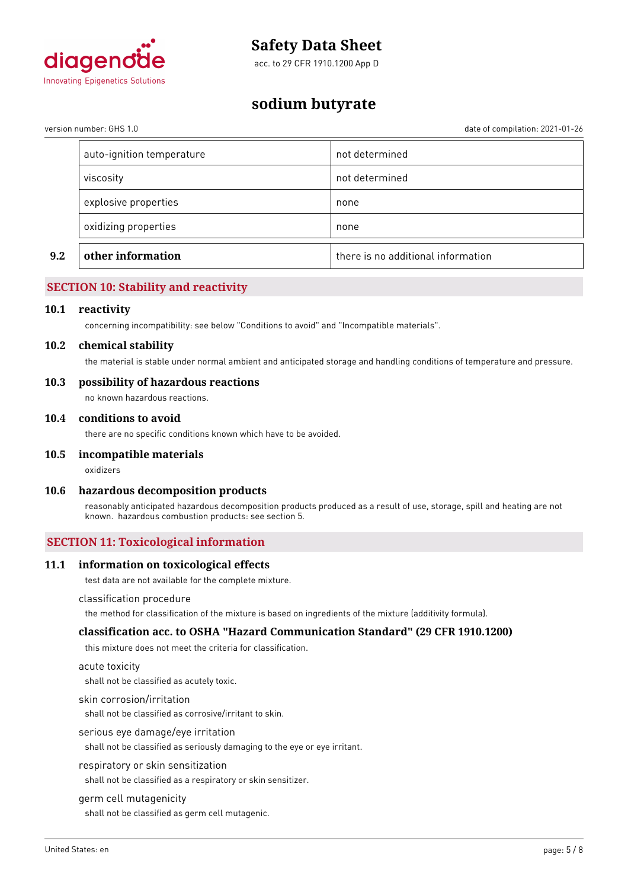| | | |
|---|---|---|
| | auto-ignition temperature | not determined |
| | viscosity | not determined |
| | explosive properties | none |
| | oxidizing properties | none |
| **9.2** | **other information** | there is no additional information |

## SECTION 10: Stability and reactivity

### 10.1 reactivity

concerning incompatibility: see below "Conditions to avoid" and "Incompatible materials".

### 10.2 chemical stability

the material is stable under normal ambient and anticipated storage and handling conditions of temperature and pressure.

### 10.3 possibility of hazardous reactions

no known hazardous reactions.

### 10.4 conditions to avoid

there are no specific conditions known which have to be avoided.

### 10.5 incompatible materials

oxidizers

### 10.6 hazardous decomposition products

reasonably anticipated hazardous decomposition products produced as a result of use, storage, spill and heating are not known. hazardous combustion products: see section 5.

## SECTION 11: Toxicological information

### 11.1 information on toxicological effects

test data are not available for the complete mixture.

classification procedure

the method for classification of the mixture is based on ingredients of the mixture (additivity formula).

### classification acc. to OSHA "Hazard Communication Standard" (29 CFR 1910.1200)

this mixture does not meet the criteria for classification.

acute toxicity

shall not be classified as acutely toxic.

skin corrosion/irritation

shall not be classified as corrosive/irritant to skin.

serious eye damage/eye irritation

shall not be classified as seriously damaging to the eye or eye irritant.

respiratory or skin sensitization

shall not be classified as a respiratory or skin sensitizer.

germ cell mutagenicity

shall not be classified as germ cell mutagenic.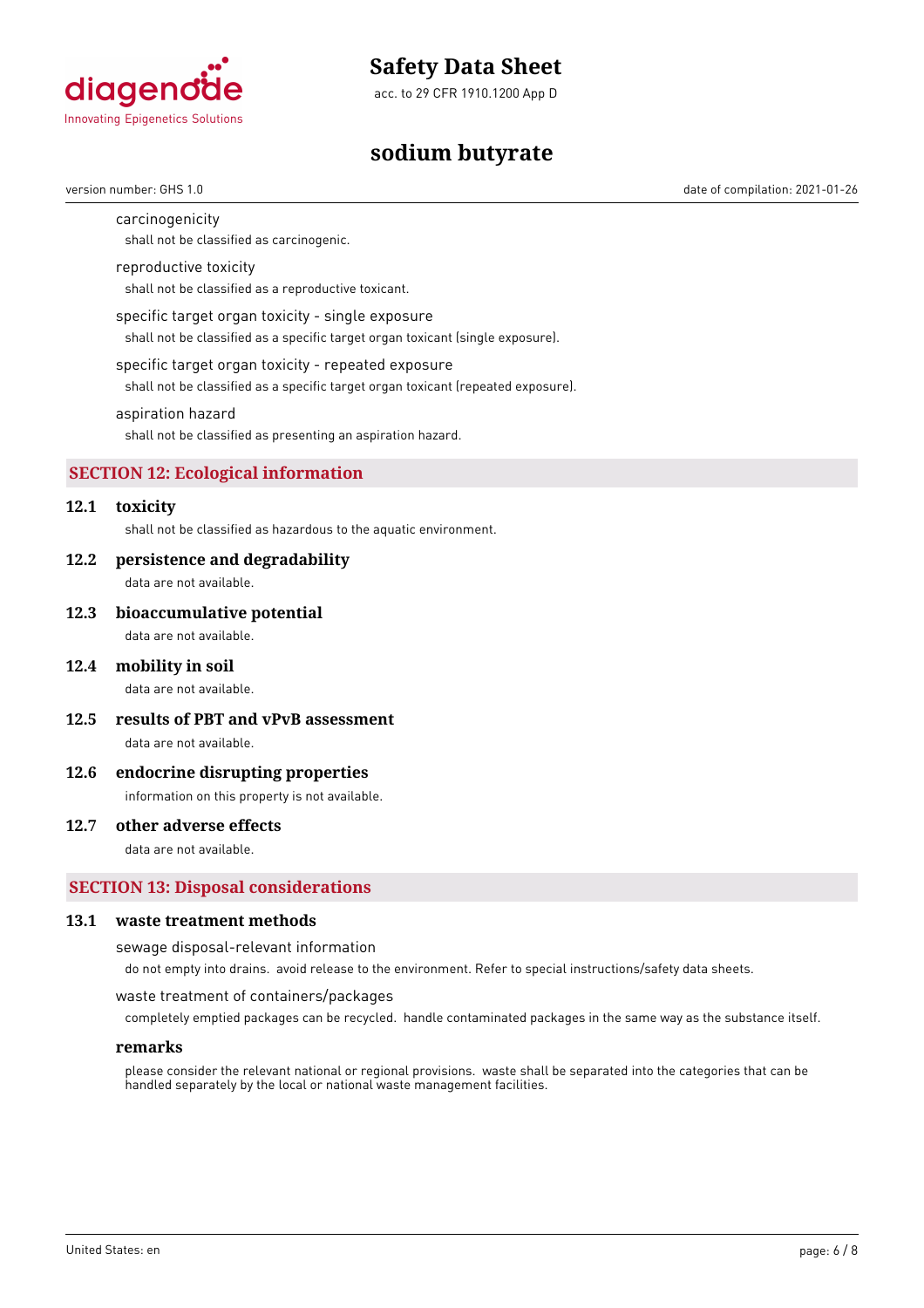carcinogenicity

shall not be classified as carcinogenic.

reproductive toxicity

shall not be classified as a reproductive toxicant.

specific target organ toxicity - single exposure

shall not be classified as a specific target organ toxicant (single exposure).

specific target organ toxicity - repeated exposure

shall not be classified as a specific target organ toxicant (repeated exposure).

aspiration hazard

shall not be classified as presenting an aspiration hazard.

## SECTION 12: Ecological information

### 12.1 toxicity

shall not be classified as hazardous to the aquatic environment.

### 12.2 persistence and degradability

data are not available.

### 12.3 bioaccumulative potential

data are not available.

### 12.4 mobility in soil

data are not available.

### 12.5 results of PBT and vPvB assessment

data are not available.

### 12.6 endocrine disrupting properties

information on this property is not available.

### 12.7 other adverse effects

data are not available.

## SECTION 13: Disposal considerations

### 13.1 waste treatment methods

sewage disposal-relevant information

do not empty into drains. avoid release to the environment. Refer to special instructions/safety data sheets.

waste treatment of containers/packages

completely emptied packages can be recycled. handle contaminated packages in the same way as the substance itself.

**remarks**

please consider the relevant national or regional provisions. waste shall be separated into the categories that can be handled separately by the local or national waste management facilities.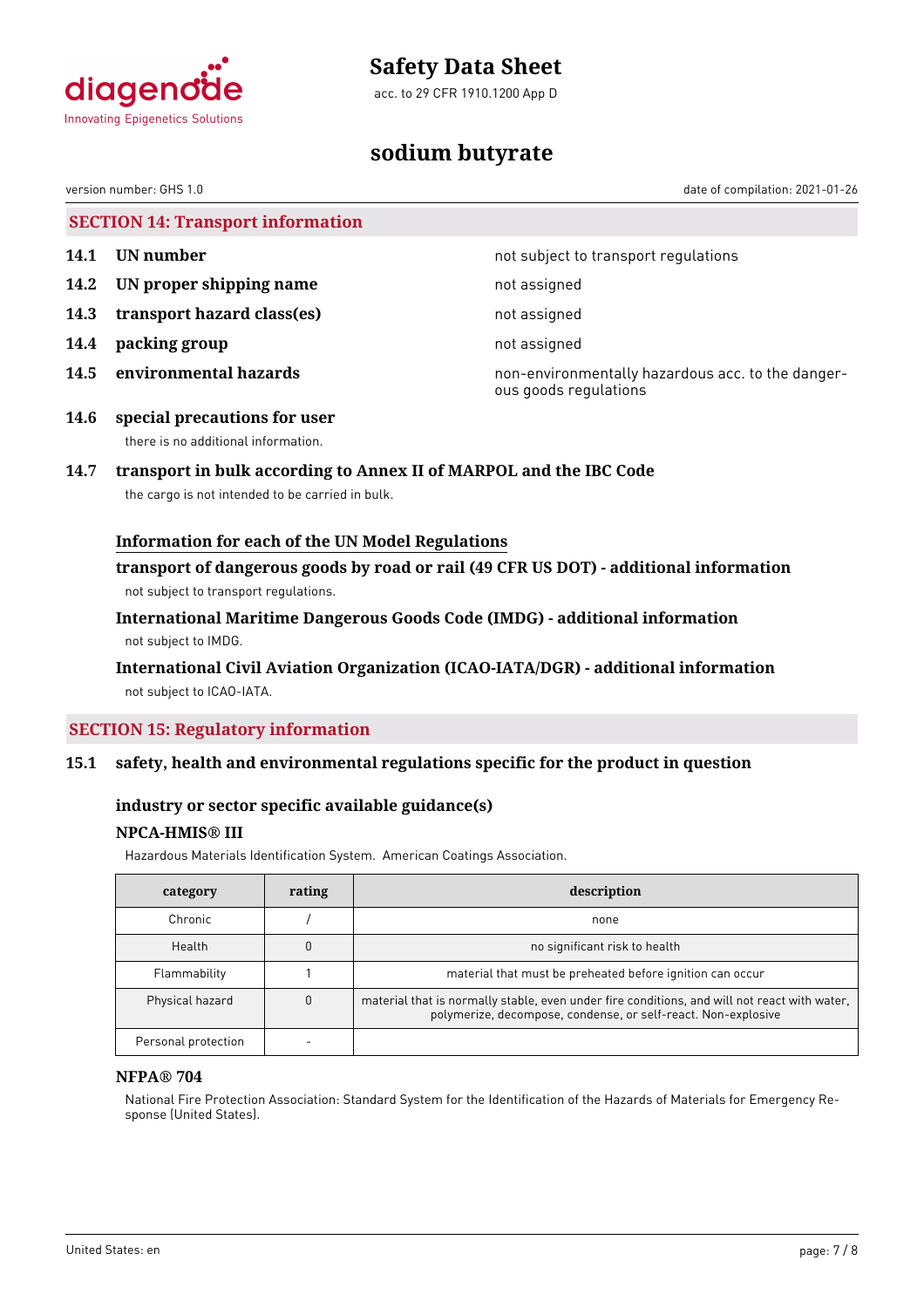## SECTION 14: Transport information

| | | |
|---|---|---|
| **14.1** | **UN number** | not subject to transport regulations |
| **14.2** | **UN proper shipping name** | not assigned |
| **14.3** | **transport hazard class(es)** | not assigned |
| **14.4** | **packing group** | not assigned |
| **14.5** | **environmental hazards** | non-environmentally hazardous acc. to the dangerous goods regulations |

**14.6 special precautions for user**

there is no additional information.

**14.7 transport in bulk according to Annex II of MARPOL and the IBC Code**

the cargo is not intended to be carried in bulk.

### Information for each of the UN Model Regulations

**transport of dangerous goods by road or rail (49 CFR US DOT) - additional information**

not subject to transport regulations.

**International Maritime Dangerous Goods Code (IMDG) - additional information**

not subject to IMDG.

**International Civil Aviation Organization (ICAO-IATA/DGR) - additional information**

not subject to ICAO-IATA.

## SECTION 15: Regulatory information

**15.1 safety, health and environmental regulations specific for the product in question**

### industry or sector specific available guidance(s)

**NPCA-HMIS® III**

Hazardous Materials Identification System. American Coatings Association.

| category | rating | description |
|---|---|---|
| Chronic | / | none |
| Health | 0 | no significant risk to health |
| Flammability | 1 | material that must be preheated before ignition can occur |
| Physical hazard | 0 | material that is normally stable, even under fire conditions, and will not react with water, polymerize, decompose, condense, or self-react. Non-explosive |
| Personal protection | - | |

**NFPA® 704**

National Fire Protection Association: Standard System for the Identification of the Hazards of Materials for Emergency Response (United States).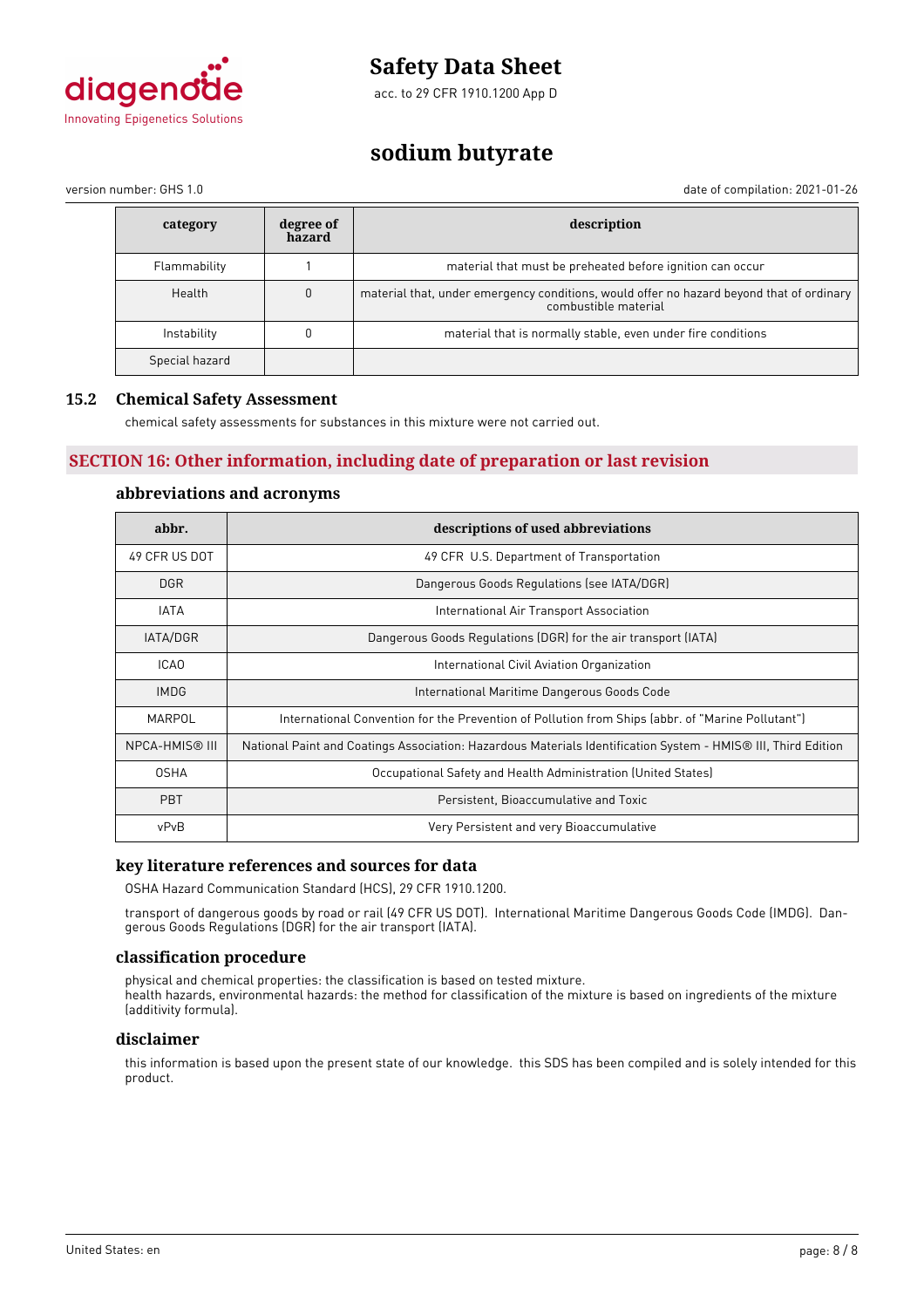| category | degree of hazard | description |
|---|---|---|
| Flammability | 1 | material that must be preheated before ignition can occur |
| Health | 0 | material that, under emergency conditions, would offer no hazard beyond that of ordinary combustible material |
| Instability | 0 | material that is normally stable, even under fire conditions |
| Special hazard | | |

### 15.2 Chemical Safety Assessment

chemical safety assessments for substances in this mixture were not carried out.

## SECTION 16: Other information, including date of preparation or last revision

### abbreviations and acronyms

| abbr. | descriptions of used abbreviations |
|---|---|
| 49 CFR US DOT | 49 CFR U.S. Department of Transportation |
| DGR | Dangerous Goods Regulations (see IATA/DGR) |
| IATA | International Air Transport Association |
| IATA/DGR | Dangerous Goods Regulations (DGR) for the air transport (IATA) |
| ICAO | International Civil Aviation Organization |
| IMDG | International Maritime Dangerous Goods Code |
| MARPOL | International Convention for the Prevention of Pollution from Ships (abbr. of "Marine Pollutant") |
| NPCA-HMIS® III | National Paint and Coatings Association: Hazardous Materials Identification System - HMIS® III, Third Edition |
| OSHA | Occupational Safety and Health Administration (United States) |
| PBT | Persistent, Bioaccumulative and Toxic |
| vPvB | Very Persistent and very Bioaccumulative |

### key literature references and sources for data

OSHA Hazard Communication Standard (HCS), 29 CFR 1910.1200.

transport of dangerous goods by road or rail (49 CFR US DOT). International Maritime Dangerous Goods Code (IMDG). Dangerous Goods Regulations (DGR) for the air transport (IATA).

### classification procedure

physical and chemical properties: the classification is based on tested mixture.
health hazards, environmental hazards: the method for classification of the mixture is based on ingredients of the mixture (additivity formula).

### disclaimer

this information is based upon the present state of our knowledge. this SDS has been compiled and is solely intended for this product.